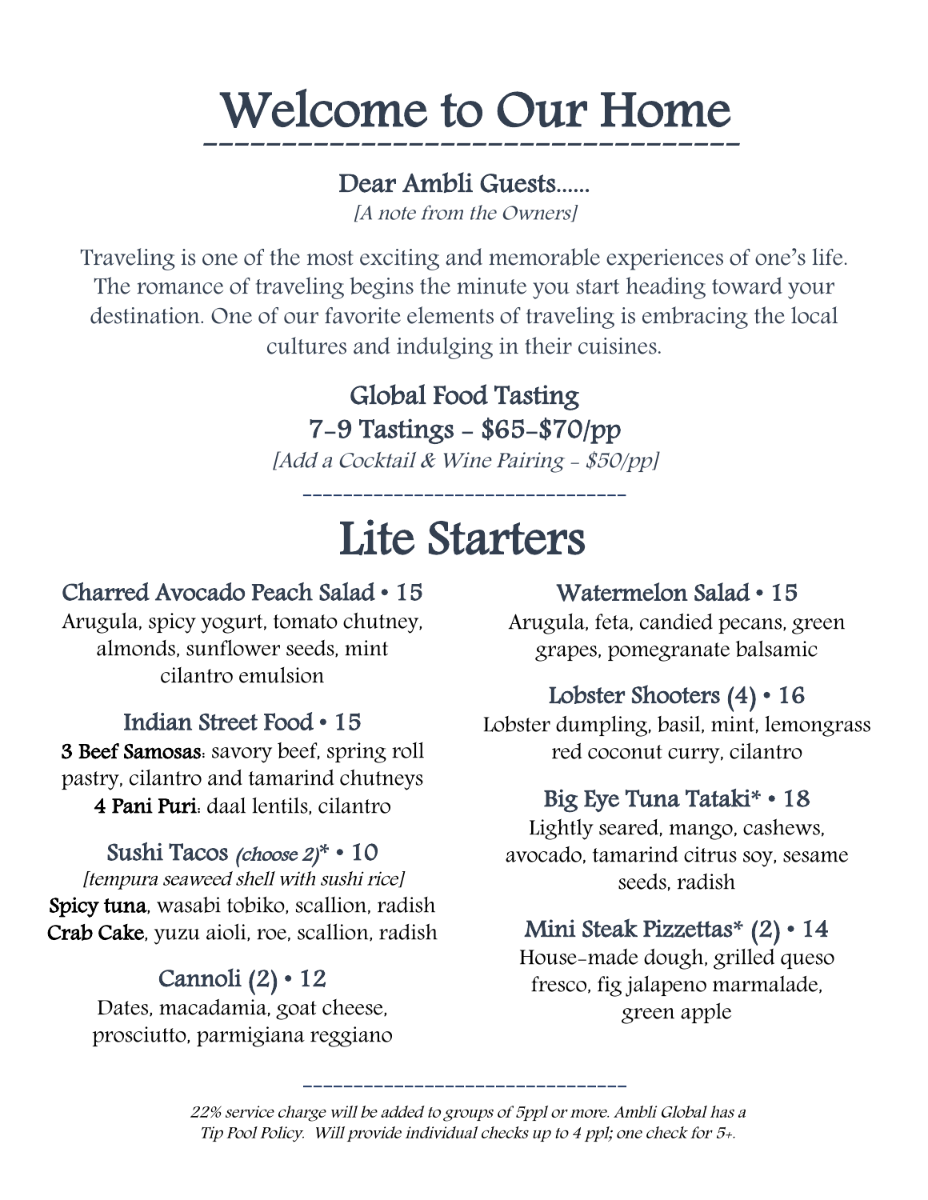# Welcome to Our Home

## Dear Ambli Guests......

*[A note from the Owners]*

Traveling is one of the most exciting and memorable experiences of one's life. The romance of traveling begins the minute you start heading toward your destination. One of our favorite elements of traveling is embracing the local cultures and indulging in their cuisines.

### Global Food Tasting

### 7-9 Tastings - $65-$70/pp

*[Add a Cocktail & Wine Pairing - $50/pp]*

---

# Lite Starters

### Charred Avocado Peach Salad • 15

Arugula, spicy yogurt, tomato chutney, almonds, sunflower seeds, mint cilantro emulsion

### Indian Street Food • 15

**3 Beef Samosas**: savory beef, spring roll pastry, cilantro and tamarind chutneys
**4 Pani Puri**: daal lentils, cilantro

### Sushi Tacos *(choose 2)** • 10

*[tempura seaweed shell with sushi rice]*

**Spicy tuna**, wasabi tobiko, scallion, radish
**Crab Cake**, yuzu aioli, roe, scallion, radish

### Cannoli (2) • 12

Dates, macadamia, goat cheese, prosciutto, parmigiana reggiano

### Watermelon Salad • 15

Arugula, feta, candied pecans, green grapes, pomegranate balsamic

### Lobster Shooters (4) • 16

Lobster dumpling, basil, mint, lemongrass red coconut curry, cilantro

### Big Eye Tuna Tataki* • 18

Lightly seared, mango, cashews, avocado, tamarind citrus soy, sesame seeds, radish

### Mini Steak Pizzettas* (2) • 14

House-made dough, grilled queso fresco, fig jalapeno marmalade, green apple

---

*22% service charge will be added to groups of 5ppl or more. Ambli Global has a Tip Pool Policy. Will provide individual checks up to 4 ppl; one check for 5+.*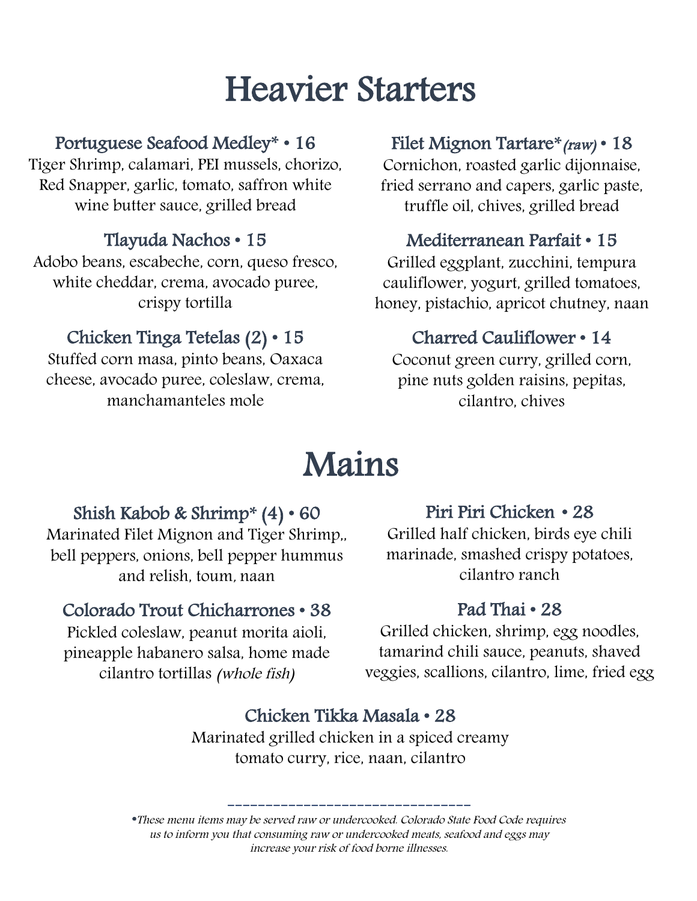# Heavier Starters

### Portuguese Seafood Medley* • 16
Tiger Shrimp, calamari, PEI mussels, chorizo, Red Snapper, garlic, tomato, saffron white wine butter sauce, grilled bread

### Tlayuda Nachos • 15
Adobo beans, escabeche, corn, queso fresco, white cheddar, crema, avocado puree, crispy tortilla

### Chicken Tinga Tetelas (2) • 15
Stuffed corn masa, pinto beans, Oaxaca cheese, avocado puree, coleslaw, crema, manchamanteles mole

### Filet Mignon Tartare* *(raw)* • 18
Cornichon, roasted garlic dijonnaise, fried serrano and capers, garlic paste, truffle oil, chives, grilled bread

### Mediterranean Parfait • 15
Grilled eggplant, zucchini, tempura cauliflower, yogurt, grilled tomatoes, honey, pistachio, apricot chutney, naan

### Charred Cauliflower • 14
Coconut green curry, grilled corn, pine nuts golden raisins, pepitas, cilantro, chives

# Mains

### Shish Kabob & Shrimp* (4) • 60
Marinated Filet Mignon and Tiger Shrimp,, bell peppers, onions, bell pepper hummus and relish, toum, naan

### Colorado Trout Chicharrones • 38
Pickled coleslaw, peanut morita aioli, pineapple habanero salsa, home made cilantro tortillas *(whole fish)*

### Piri Piri Chicken • 28
Grilled half chicken, birds eye chili marinade, smashed crispy potatoes, cilantro ranch

### Pad Thai • 28
Grilled chicken, shrimp, egg noodles, tamarind chili sauce, peanuts, shaved veggies, scallions, cilantro, lime, fried egg

### Chicken Tikka Masala • 28
Marinated grilled chicken in a spiced creamy tomato curry, rice, naan, cilantro

---

*•These menu items may be served raw or undercooked. Colorado State Food Code requires us to inform you that consuming raw or undercooked meats, seafood and eggs may increase your risk of food borne illnesses.*